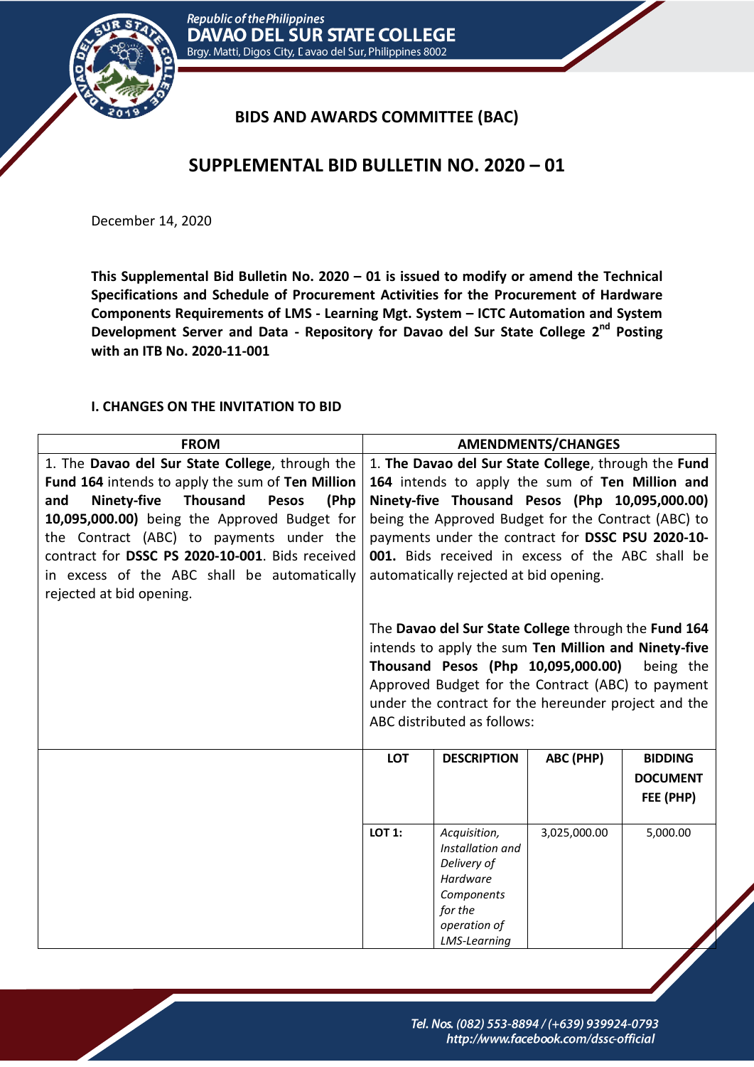Republic of the Philippines
**DAVAO DEL SUR STATE COLLEGE**
Brgy. Matti, Digos City, Davao del Sur, Philippines 8002

## BIDS AND AWARDS COMMITTEE (BAC)

# SUPPLEMENTAL BID BULLETIN NO. 2020 – 01

December 14, 2020

**This Supplemental Bid Bulletin No. 2020 – 01 is issued to modify or amend the Technical Specifications and Schedule of Procurement Activities for the Procurement of Hardware Components Requirements of LMS - Learning Mgt. System – ICTC Automation and System Development Server and Data - Repository for Davao del Sur State College 2nd Posting with an ITB No. 2020-11-001**

### I. CHANGES ON THE INVITATION TO BID

| FROM | AMENDMENTS/CHANGES | | | |
|---|---|---|---|---|
| 1. The **Davao del Sur State College**, through the **Fund 164** intends to apply the sum of **Ten Million and Ninety-five Thousand Pesos (Php 10,095,000.00)** being the Approved Budget for the Contract (ABC) to payments under the contract for **DSSC PS 2020-10-001**. Bids received in excess of the ABC shall be automatically rejected at bid opening. | 1. **The Davao del Sur State College**, through the **Fund 164** intends to apply the sum of **Ten Million and Ninety-five Thousand Pesos (Php 10,095,000.00)** being the Approved Budget for the Contract (ABC) to payments under the contract for **DSSC PSU 2020-10-001.** Bids received in excess of the ABC shall be automatically rejected at bid opening.<br><br>The **Davao del Sur State College** through the **Fund 164** intends to apply the sum **Ten Million and Ninety-five Thousand Pesos (Php 10,095,000.00)** being the Approved Budget for the Contract (ABC) to payment under the contract for the hereunder project and the ABC distributed as follows: | | | |
| | **LOT** | **DESCRIPTION** | **ABC (PHP)** | **BIDDING DOCUMENT FEE (PHP)** |
| | **LOT 1:** | *Acquisition, Installation and Delivery of Hardware Components for the operation of LMS-Learning* | 3,025,000.00 | 5,000.00 |

Tel. Nos. (082) 553-8894 / (+639) 939924-0793
http://www.facebook.com/dssc-official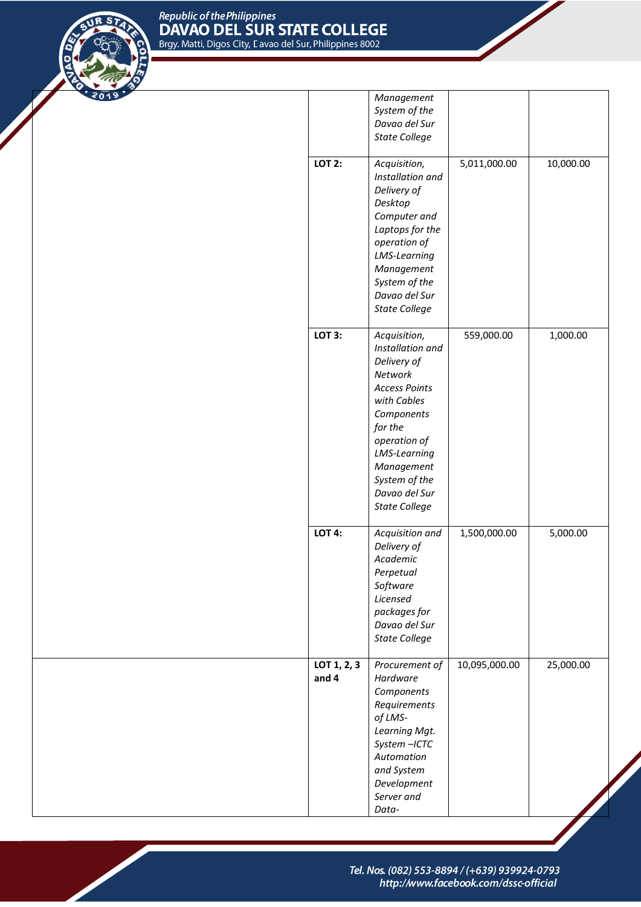| | | | | |
|---|---|---|---|---|
| | | *Management System of the Davao del Sur State College* | | |
| | **LOT 2:** | *Acquisition, Installation and Delivery of Desktop Computer and Laptops for the operation of LMS-Learning Management System of the Davao del Sur State College* | 5,011,000.00 | 10,000.00 |
| | **LOT 3:** | *Acquisition, Installation and Delivery of Network Access Points with Cables Components for the operation of LMS-Learning Management System of the Davao del Sur State College* | 559,000.00 | 1,000.00 |
| | **LOT 4:** | *Acquisition and Delivery of Academic Perpetual Software Licensed packages for Davao del Sur State College* | 1,500,000.00 | 5,000.00 |
| | **LOT 1, 2, 3 and 4** | *Procurement of Hardware Components Requirements of LMS-Learning Mgt. System –ICTC Automation and System Development Server and Data-* | 10,095,000.00 | 25,000.00 |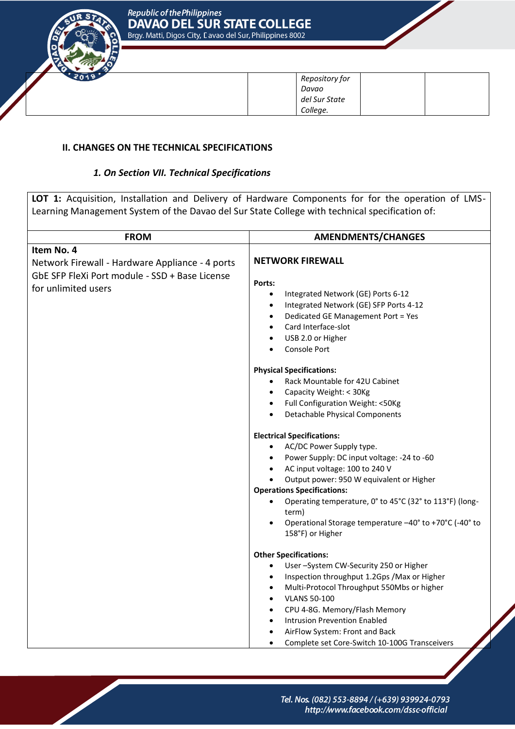| | | Repository for Davao del Sur State College. | | |
|---|---|---|---|---|

**II. CHANGES ON THE TECHNICAL SPECIFICATIONS**

***1. On Section VII. Technical Specifications***

**LOT 1:** Acquisition, Installation and Delivery of Hardware Components for for the operation of LMS-Learning Management System of the Davao del Sur State College with technical specification of:

| FROM | AMENDMENTS/CHANGES |
|---|---|
| **Item No. 4**<br>Network Firewall - Hardware Appliance - 4 ports GbE SFP FleXi Port module - SSD + Base License for unlimited users | **NETWORK FIREWALL**<br><br>**Ports:**<br>• Integrated Network (GE) Ports 6-12<br>• Integrated Network (GE) SFP Ports 4-12<br>• Dedicated GE Management Port = Yes<br>• Card Interface-slot<br>• USB 2.0 or Higher<br>• Console Port<br><br>**Physical Specifications:**<br>• Rack Mountable for 42U Cabinet<br>• Capacity Weight: < 30Kg<br>• Full Configuration Weight: <50Kg<br>• Detachable Physical Components<br><br>**Electrical Specifications:**<br>• AC/DC Power Supply type.<br>• Power Supply: DC input voltage: -24 to -60<br>• AC input voltage: 100 to 240 V<br>• Output power: 950 W equivalent or Higher<br>**Operations Specifications:**<br>• Operating temperature, 0° to 45°C (32° to 113°F) (long-term)<br>• Operational Storage temperature –40° to +70°C (-40° to 158°F) or Higher<br><br>**Other Specifications:**<br>• User –System CW-Security 250 or Higher<br>• Inspection throughput 1.2Gps /Max or Higher<br>• Multi-Protocol Throughput 550Mbs or higher<br>• VLANS 50-100<br>• CPU 4-8G. Memory/Flash Memory<br>• Intrusion Prevention Enabled<br>• AirFlow System: Front and Back<br>• Complete set Core-Switch 10-100G Transceivers |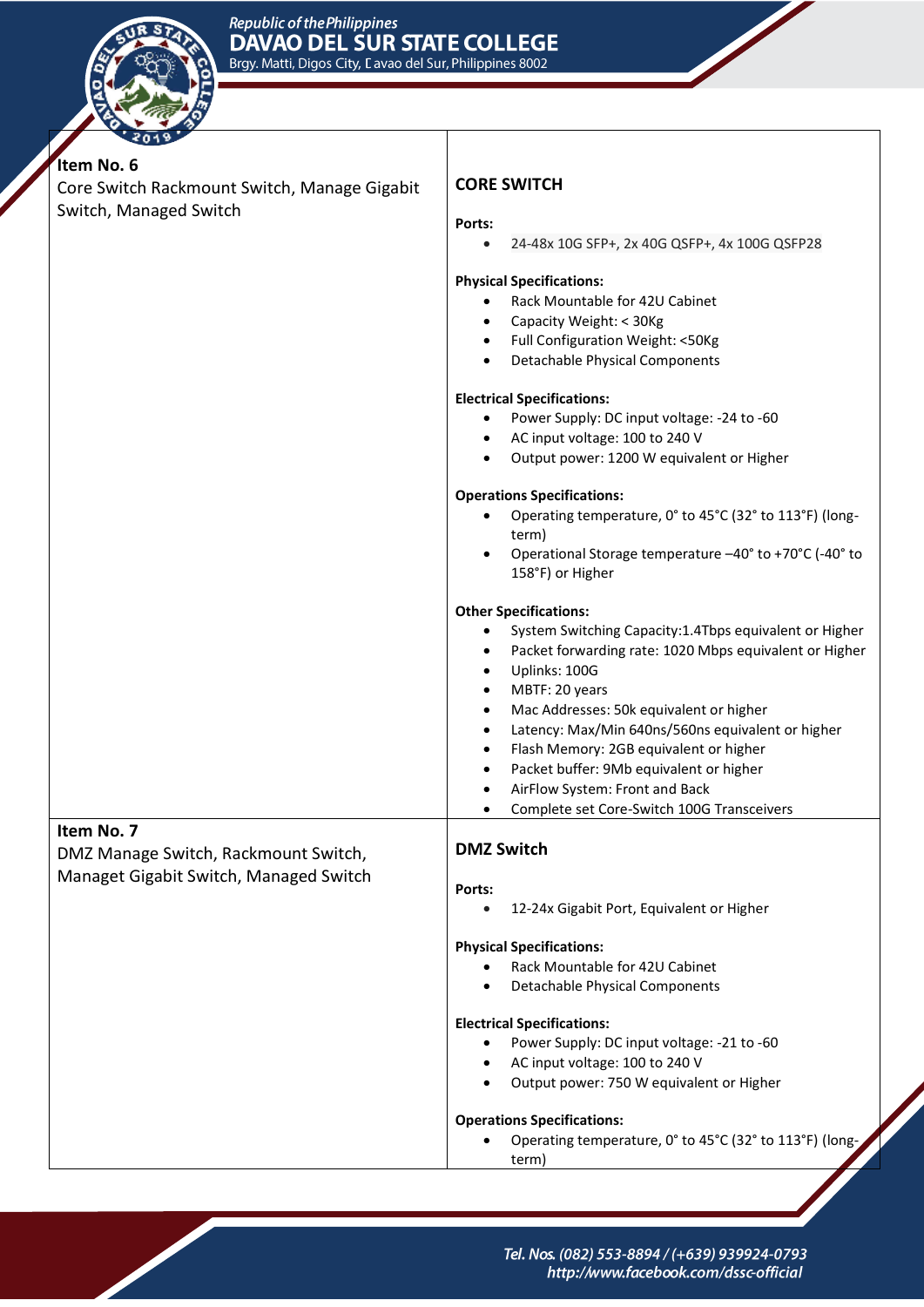| Item | Specifications |
|---|---|
| **Item No. 6**<br>Core Switch Rackmount Switch, Manage Gigabit Switch, Managed Switch | **CORE SWITCH**<br><br>**Ports:**<br>• 24-48x 10G SFP+, 2x 40G QSFP+, 4x 100G QSFP28<br><br>**Physical Specifications:**<br>• Rack Mountable for 42U Cabinet<br>• Capacity Weight: < 30Kg<br>• Full Configuration Weight: <50Kg<br>• Detachable Physical Components<br><br>**Electrical Specifications:**<br>• Power Supply: DC input voltage: -24 to -60<br>• AC input voltage: 100 to 240 V<br>• Output power: 1200 W equivalent or Higher<br><br>**Operations Specifications:**<br>• Operating temperature, 0° to 45°C (32° to 113°F) (long-term)<br>• Operational Storage temperature –40° to +70°C (-40° to 158°F) or Higher<br><br>**Other Specifications:**<br>• System Switching Capacity:1.4Tbps equivalent or Higher<br>• Packet forwarding rate: 1020 Mbps equivalent or Higher<br>• Uplinks: 100G<br>• MBTF: 20 years<br>• Mac Addresses: 50k equivalent or higher<br>• Latency: Max/Min 640ns/560ns equivalent or higher<br>• Flash Memory: 2GB equivalent or higher<br>• Packet buffer: 9Mb equivalent or higher<br>• AirFlow System: Front and Back<br>• Complete set Core-Switch 100G Transceivers |
| **Item No. 7**<br>DMZ Manage Switch, Rackmount Switch, Managet Gigabit Switch, Managed Switch | **DMZ Switch**<br><br>**Ports:**<br>• 12-24x Gigabit Port, Equivalent or Higher<br><br>**Physical Specifications:**<br>• Rack Mountable for 42U Cabinet<br>• Detachable Physical Components<br><br>**Electrical Specifications:**<br>• Power Supply: DC input voltage: -21 to -60<br>• AC input voltage: 100 to 240 V<br>• Output power: 750 W equivalent or Higher<br><br>**Operations Specifications:**<br>• Operating temperature, 0° to 45°C (32° to 113°F) (long-term) |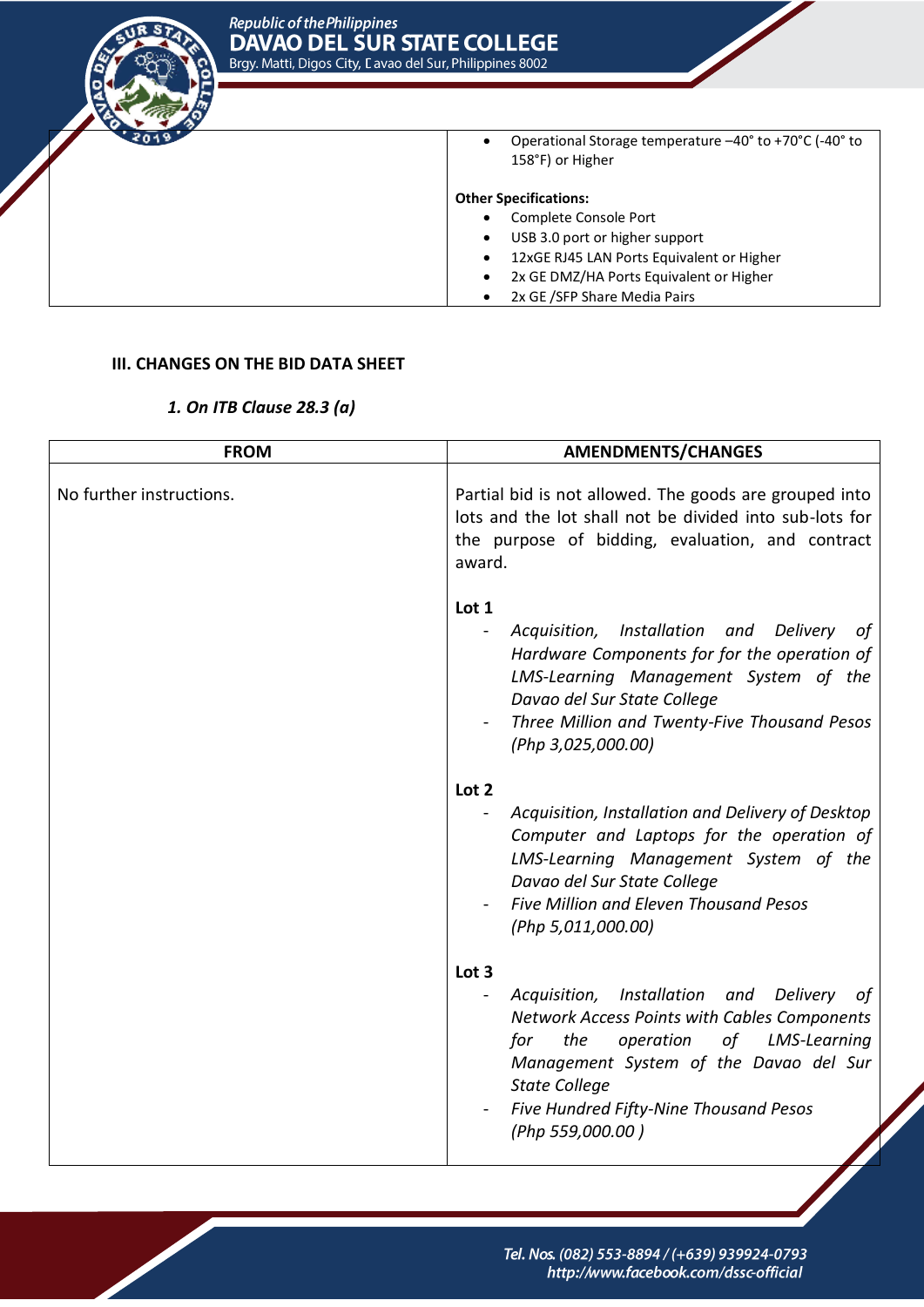|  |  |
| --- | --- |
|  | • Operational Storage temperature –40° to +70°C (-40° to 158°F) or Higher<br><br>**Other Specifications:**<br>• Complete Console Port<br>• USB 3.0 port or higher support<br>• 12xGE RJ45 LAN Ports Equivalent or Higher<br>• 2x GE DMZ/HA Ports Equivalent or Higher<br>• 2x GE /SFP Share Media Pairs |

### III. CHANGES ON THE BID DATA SHEET

*1. On ITB Clause 28.3 (a)*

| FROM | AMENDMENTS/CHANGES |
| --- | --- |
| No further instructions. | Partial bid is not allowed. The goods are grouped into lots and the lot shall not be divided into sub-lots for the purpose of bidding, evaluation, and contract award.<br><br>**Lot 1**<br>- *Acquisition, Installation and Delivery of Hardware Components for for the operation of LMS-Learning Management System of the Davao del Sur State College*<br>- *Three Million and Twenty-Five Thousand Pesos (Php 3,025,000.00)*<br><br>**Lot 2**<br>- *Acquisition, Installation and Delivery of Desktop Computer and Laptops for the operation of LMS-Learning Management System of the Davao del Sur State College*<br>- *Five Million and Eleven Thousand Pesos (Php 5,011,000.00)*<br><br>**Lot 3**<br>- *Acquisition, Installation and Delivery of Network Access Points with Cables Components for the operation of LMS-Learning Management System of the Davao del Sur State College*<br>- *Five Hundred Fifty-Nine Thousand Pesos (Php 559,000.00 )* |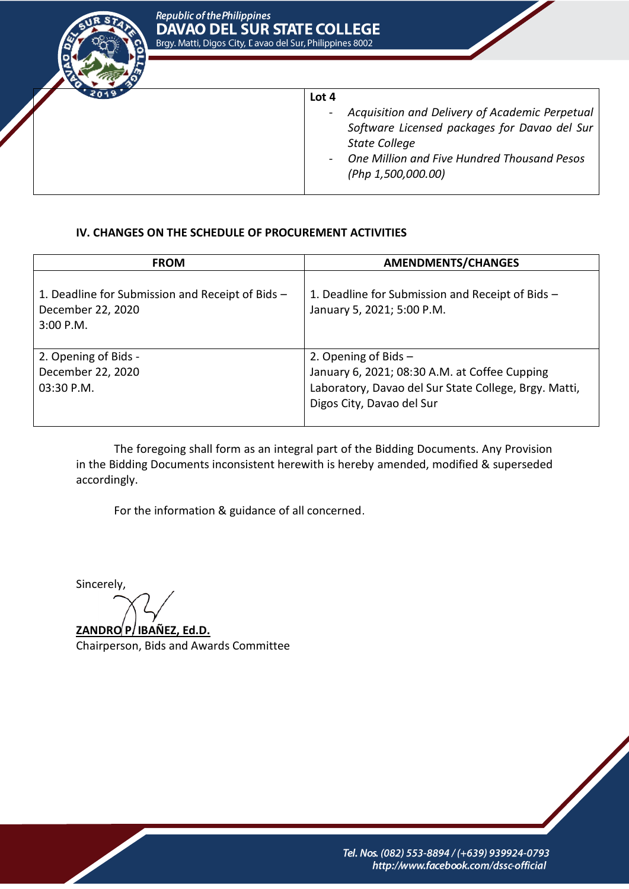| | |
|---|---|
| | **Lot 4**<br>- *Acquisition and Delivery of Academic Perpetual Software Licensed packages for Davao del Sur State College*<br>- *One Million and Five Hundred Thousand Pesos (Php 1,500,000.00)* |

**IV. CHANGES ON THE SCHEDULE OF PROCUREMENT ACTIVITIES**

| FROM | AMENDMENTS/CHANGES |
|---|---|
| 1. Deadline for Submission and Receipt of Bids – December 22, 2020 3:00 P.M. | 1. Deadline for Submission and Receipt of Bids – January 5, 2021; 5:00 P.M. |
| 2. Opening of Bids - December 22, 2020 03:30 P.M. | 2. Opening of Bids – January 6, 2021; 08:30 A.M. at Coffee Cupping Laboratory, Davao del Sur State College, Brgy. Matti, Digos City, Davao del Sur |

The foregoing shall form as an integral part of the Bidding Documents. Any Provision in the Bidding Documents inconsistent herewith is hereby amended, modified & superseded accordingly.

For the information & guidance of all concerned.

Sincerely,

**ZANDRO P. IBAÑEZ, Ed.D.**
Chairperson, Bids and Awards Committee